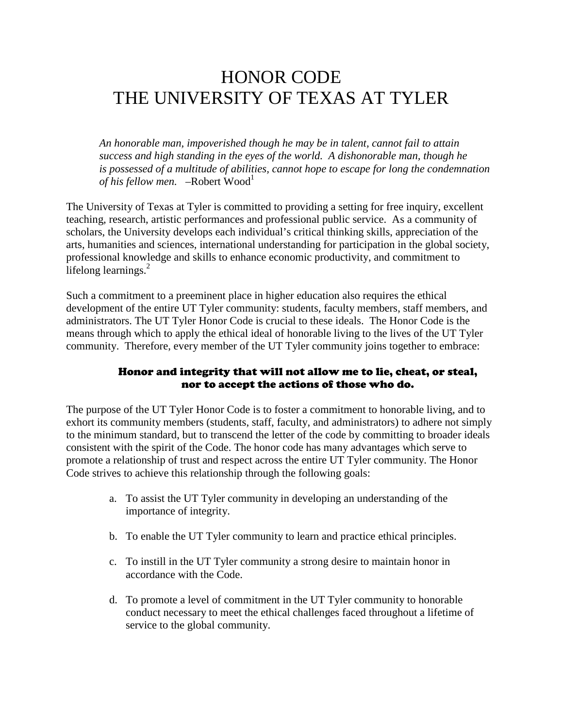# HONOR CODE
# THE UNIVERSITY OF TEXAS AT TYLER

> *An honorable man, impoverished though he may be in talent, cannot fail to attain success and high standing in the eyes of the world. A dishonorable man, though he is possessed of a multitude of abilities, cannot hope to escape for long the condemnation of his fellow men.* –Robert Wood[1]

The University of Texas at Tyler is committed to providing a setting for free inquiry, excellent teaching, research, artistic performances and professional public service. As a community of scholars, the University develops each individual's critical thinking skills, appreciation of the arts, humanities and sciences, international understanding for participation in the global society, professional knowledge and skills to enhance economic productivity, and commitment to lifelong learnings.[2]

Such a commitment to a preeminent place in higher education also requires the ethical development of the entire UT Tyler community: students, faculty members, staff members, and administrators. The UT Tyler Honor Code is crucial to these ideals. The Honor Code is the means through which to apply the ethical ideal of honorable living to the lives of the UT Tyler community. Therefore, every member of the UT Tyler community joins together to embrace:

**Honor and integrity that will not allow me to lie, cheat, or steal, nor to accept the actions of those who do.**

The purpose of the UT Tyler Honor Code is to foster a commitment to honorable living, and to exhort its community members (students, staff, faculty, and administrators) to adhere not simply to the minimum standard, but to transcend the letter of the code by committing to broader ideals consistent with the spirit of the Code. The honor code has many advantages which serve to promote a relationship of trust and respect across the entire UT Tyler community. The Honor Code strives to achieve this relationship through the following goals:

a. To assist the UT Tyler community in developing an understanding of the importance of integrity.

b. To enable the UT Tyler community to learn and practice ethical principles.

c. To instill in the UT Tyler community a strong desire to maintain honor in accordance with the Code.

d. To promote a level of commitment in the UT Tyler community to honorable conduct necessary to meet the ethical challenges faced throughout a lifetime of service to the global community.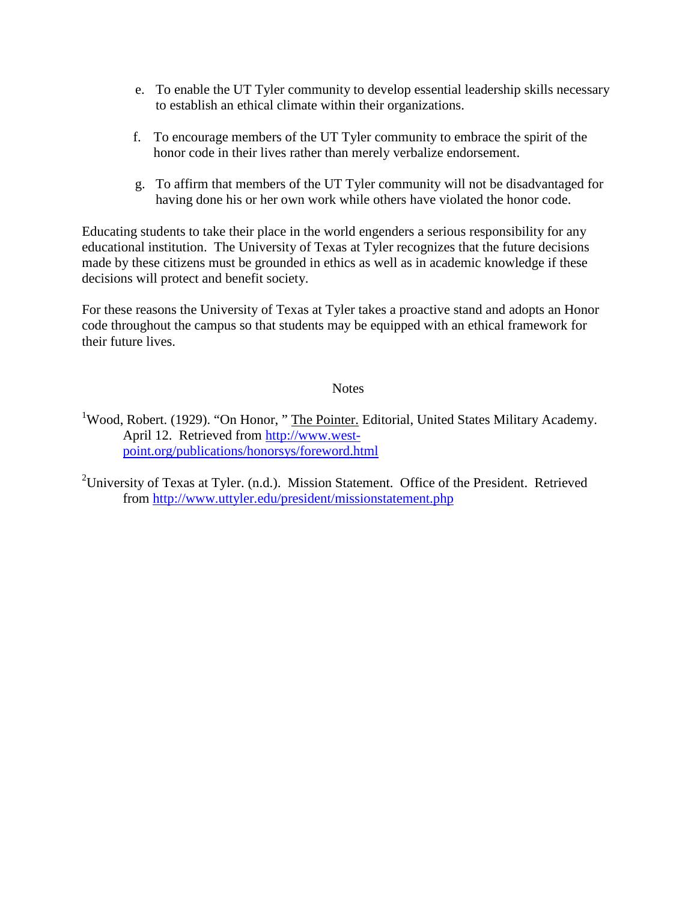e. To enable the UT Tyler community to develop essential leadership skills necessary to establish an ethical climate within their organizations.

f. To encourage members of the UT Tyler community to embrace the spirit of the honor code in their lives rather than merely verbalize endorsement.

g. To affirm that members of the UT Tyler community will not be disadvantaged for having done his or her own work while others have violated the honor code.

Educating students to take their place in the world engenders a serious responsibility for any educational institution. The University of Texas at Tyler recognizes that the future decisions made by these citizens must be grounded in ethics as well as in academic knowledge if these decisions will protect and benefit society.

For these reasons the University of Texas at Tyler takes a proactive stand and adopts an Honor code throughout the campus so that students may be equipped with an ethical framework for their future lives.

## Notes

[1]Wood, Robert. (1929). "On Honor, " The Pointer. Editorial, United States Military Academy. April 12. Retrieved from http://www.west-point.org/publications/honorsys/foreword.html

[2]University of Texas at Tyler. (n.d.). Mission Statement. Office of the President. Retrieved from http://www.uttyler.edu/president/missionstatement.php